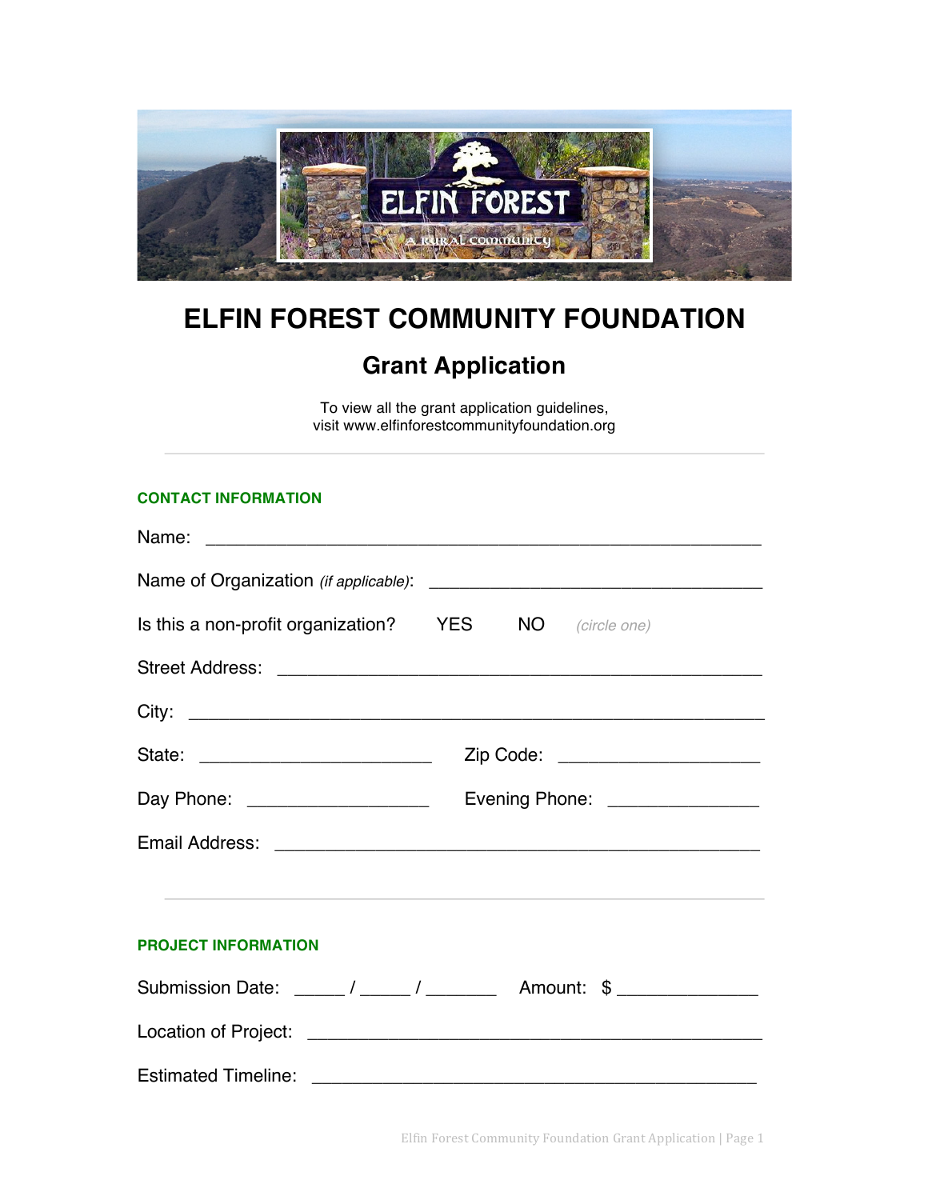# ELFIN FOREST COMMUNITY FOUNDATION

## Grant Application

To view all the grant application guidelines,
visit www.elfinforestcommunityfoundation.org

---

### CONTACT INFORMATION

Name: ______________________________________________________

Name of Organization *(if applicable)*: ________________________________

Is this a non-profit organization? YES NO *(circle one)*

Street Address: ______________________________________________

City: _________________________________________________________

State: ______________________ Zip Code: ___________________

Day Phone: _________________ Evening Phone: ______________

Email Address: ______________________________________________

---

### PROJECT INFORMATION

Submission Date: _____ / _____ / _______ Amount: $ _____________

Location of Project: ___________________________________________

Estimated Timeline: ___________________________________________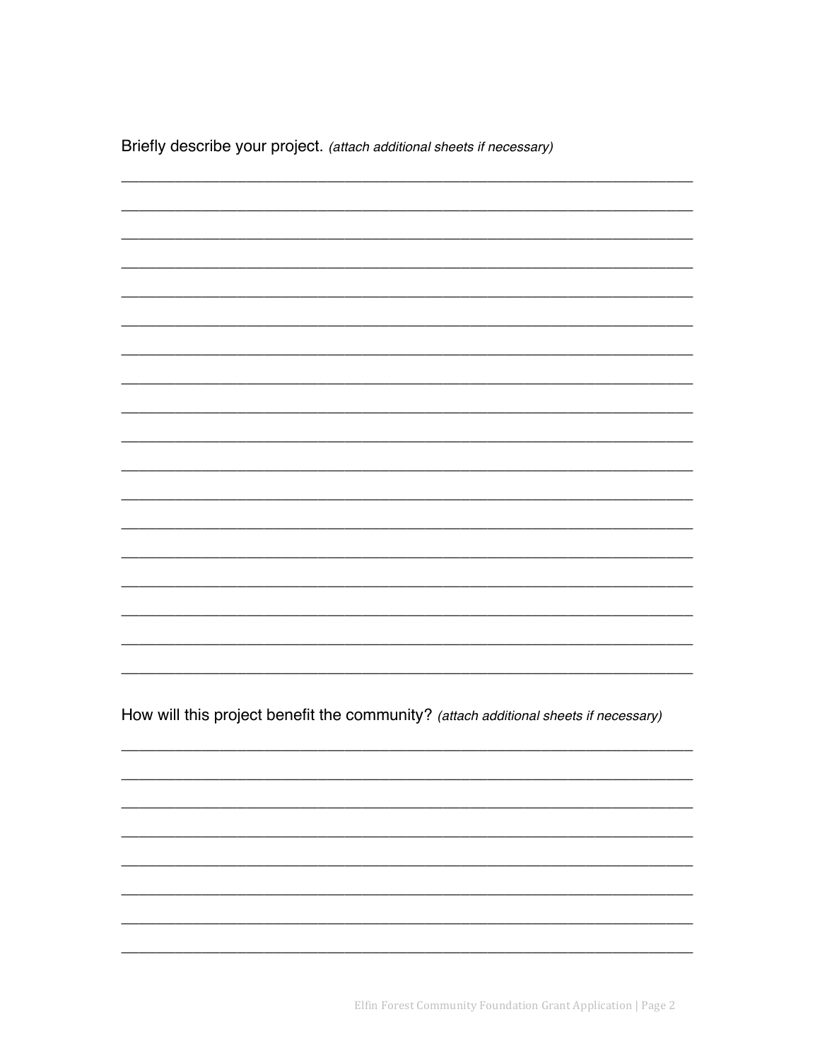Briefly describe your project. *(attach additional sheets if necessary)*

\_\_\_\_\_\_\_\_\_\_\_\_\_\_\_\_\_\_\_\_\_\_\_\_\_\_\_\_\_\_\_\_\_\_\_\_\_\_\_\_\_\_\_\_\_\_\_\_\_\_\_\_\_\_\_\_\_\_\_\_\_\_\_\_\_\_\_\_\_\_

\_\_\_\_\_\_\_\_\_\_\_\_\_\_\_\_\_\_\_\_\_\_\_\_\_\_\_\_\_\_\_\_\_\_\_\_\_\_\_\_\_\_\_\_\_\_\_\_\_\_\_\_\_\_\_\_\_\_\_\_\_\_\_\_\_\_\_\_\_\_

\_\_\_\_\_\_\_\_\_\_\_\_\_\_\_\_\_\_\_\_\_\_\_\_\_\_\_\_\_\_\_\_\_\_\_\_\_\_\_\_\_\_\_\_\_\_\_\_\_\_\_\_\_\_\_\_\_\_\_\_\_\_\_\_\_\_\_\_\_\_

\_\_\_\_\_\_\_\_\_\_\_\_\_\_\_\_\_\_\_\_\_\_\_\_\_\_\_\_\_\_\_\_\_\_\_\_\_\_\_\_\_\_\_\_\_\_\_\_\_\_\_\_\_\_\_\_\_\_\_\_\_\_\_\_\_\_\_\_\_\_

\_\_\_\_\_\_\_\_\_\_\_\_\_\_\_\_\_\_\_\_\_\_\_\_\_\_\_\_\_\_\_\_\_\_\_\_\_\_\_\_\_\_\_\_\_\_\_\_\_\_\_\_\_\_\_\_\_\_\_\_\_\_\_\_\_\_\_\_\_\_

\_\_\_\_\_\_\_\_\_\_\_\_\_\_\_\_\_\_\_\_\_\_\_\_\_\_\_\_\_\_\_\_\_\_\_\_\_\_\_\_\_\_\_\_\_\_\_\_\_\_\_\_\_\_\_\_\_\_\_\_\_\_\_\_\_\_\_\_\_\_

\_\_\_\_\_\_\_\_\_\_\_\_\_\_\_\_\_\_\_\_\_\_\_\_\_\_\_\_\_\_\_\_\_\_\_\_\_\_\_\_\_\_\_\_\_\_\_\_\_\_\_\_\_\_\_\_\_\_\_\_\_\_\_\_\_\_\_\_\_\_

\_\_\_\_\_\_\_\_\_\_\_\_\_\_\_\_\_\_\_\_\_\_\_\_\_\_\_\_\_\_\_\_\_\_\_\_\_\_\_\_\_\_\_\_\_\_\_\_\_\_\_\_\_\_\_\_\_\_\_\_\_\_\_\_\_\_\_\_\_\_

\_\_\_\_\_\_\_\_\_\_\_\_\_\_\_\_\_\_\_\_\_\_\_\_\_\_\_\_\_\_\_\_\_\_\_\_\_\_\_\_\_\_\_\_\_\_\_\_\_\_\_\_\_\_\_\_\_\_\_\_\_\_\_\_\_\_\_\_\_\_

\_\_\_\_\_\_\_\_\_\_\_\_\_\_\_\_\_\_\_\_\_\_\_\_\_\_\_\_\_\_\_\_\_\_\_\_\_\_\_\_\_\_\_\_\_\_\_\_\_\_\_\_\_\_\_\_\_\_\_\_\_\_\_\_\_\_\_\_\_\_

\_\_\_\_\_\_\_\_\_\_\_\_\_\_\_\_\_\_\_\_\_\_\_\_\_\_\_\_\_\_\_\_\_\_\_\_\_\_\_\_\_\_\_\_\_\_\_\_\_\_\_\_\_\_\_\_\_\_\_\_\_\_\_\_\_\_\_\_\_\_

\_\_\_\_\_\_\_\_\_\_\_\_\_\_\_\_\_\_\_\_\_\_\_\_\_\_\_\_\_\_\_\_\_\_\_\_\_\_\_\_\_\_\_\_\_\_\_\_\_\_\_\_\_\_\_\_\_\_\_\_\_\_\_\_\_\_\_\_\_\_

\_\_\_\_\_\_\_\_\_\_\_\_\_\_\_\_\_\_\_\_\_\_\_\_\_\_\_\_\_\_\_\_\_\_\_\_\_\_\_\_\_\_\_\_\_\_\_\_\_\_\_\_\_\_\_\_\_\_\_\_\_\_\_\_\_\_\_\_\_\_

\_\_\_\_\_\_\_\_\_\_\_\_\_\_\_\_\_\_\_\_\_\_\_\_\_\_\_\_\_\_\_\_\_\_\_\_\_\_\_\_\_\_\_\_\_\_\_\_\_\_\_\_\_\_\_\_\_\_\_\_\_\_\_\_\_\_\_\_\_\_

\_\_\_\_\_\_\_\_\_\_\_\_\_\_\_\_\_\_\_\_\_\_\_\_\_\_\_\_\_\_\_\_\_\_\_\_\_\_\_\_\_\_\_\_\_\_\_\_\_\_\_\_\_\_\_\_\_\_\_\_\_\_\_\_\_\_\_\_\_\_

\_\_\_\_\_\_\_\_\_\_\_\_\_\_\_\_\_\_\_\_\_\_\_\_\_\_\_\_\_\_\_\_\_\_\_\_\_\_\_\_\_\_\_\_\_\_\_\_\_\_\_\_\_\_\_\_\_\_\_\_\_\_\_\_\_\_\_\_\_\_

\_\_\_\_\_\_\_\_\_\_\_\_\_\_\_\_\_\_\_\_\_\_\_\_\_\_\_\_\_\_\_\_\_\_\_\_\_\_\_\_\_\_\_\_\_\_\_\_\_\_\_\_\_\_\_\_\_\_\_\_\_\_\_\_\_\_\_\_\_\_

\_\_\_\_\_\_\_\_\_\_\_\_\_\_\_\_\_\_\_\_\_\_\_\_\_\_\_\_\_\_\_\_\_\_\_\_\_\_\_\_\_\_\_\_\_\_\_\_\_\_\_\_\_\_\_\_\_\_\_\_\_\_\_\_\_\_\_\_\_\_

How will this project benefit the community? *(attach additional sheets if necessary)*

\_\_\_\_\_\_\_\_\_\_\_\_\_\_\_\_\_\_\_\_\_\_\_\_\_\_\_\_\_\_\_\_\_\_\_\_\_\_\_\_\_\_\_\_\_\_\_\_\_\_\_\_\_\_\_\_\_\_\_\_\_\_\_\_\_\_\_\_\_\_

\_\_\_\_\_\_\_\_\_\_\_\_\_\_\_\_\_\_\_\_\_\_\_\_\_\_\_\_\_\_\_\_\_\_\_\_\_\_\_\_\_\_\_\_\_\_\_\_\_\_\_\_\_\_\_\_\_\_\_\_\_\_\_\_\_\_\_\_\_\_

\_\_\_\_\_\_\_\_\_\_\_\_\_\_\_\_\_\_\_\_\_\_\_\_\_\_\_\_\_\_\_\_\_\_\_\_\_\_\_\_\_\_\_\_\_\_\_\_\_\_\_\_\_\_\_\_\_\_\_\_\_\_\_\_\_\_\_\_\_\_

\_\_\_\_\_\_\_\_\_\_\_\_\_\_\_\_\_\_\_\_\_\_\_\_\_\_\_\_\_\_\_\_\_\_\_\_\_\_\_\_\_\_\_\_\_\_\_\_\_\_\_\_\_\_\_\_\_\_\_\_\_\_\_\_\_\_\_\_\_\_

\_\_\_\_\_\_\_\_\_\_\_\_\_\_\_\_\_\_\_\_\_\_\_\_\_\_\_\_\_\_\_\_\_\_\_\_\_\_\_\_\_\_\_\_\_\_\_\_\_\_\_\_\_\_\_\_\_\_\_\_\_\_\_\_\_\_\_\_\_\_

\_\_\_\_\_\_\_\_\_\_\_\_\_\_\_\_\_\_\_\_\_\_\_\_\_\_\_\_\_\_\_\_\_\_\_\_\_\_\_\_\_\_\_\_\_\_\_\_\_\_\_\_\_\_\_\_\_\_\_\_\_\_\_\_\_\_\_\_\_\_

\_\_\_\_\_\_\_\_\_\_\_\_\_\_\_\_\_\_\_\_\_\_\_\_\_\_\_\_\_\_\_\_\_\_\_\_\_\_\_\_\_\_\_\_\_\_\_\_\_\_\_\_\_\_\_\_\_\_\_\_\_\_\_\_\_\_\_\_\_\_

\_\_\_\_\_\_\_\_\_\_\_\_\_\_\_\_\_\_\_\_\_\_\_\_\_\_\_\_\_\_\_\_\_\_\_\_\_\_\_\_\_\_\_\_\_\_\_\_\_\_\_\_\_\_\_\_\_\_\_\_\_\_\_\_\_\_\_\_\_\_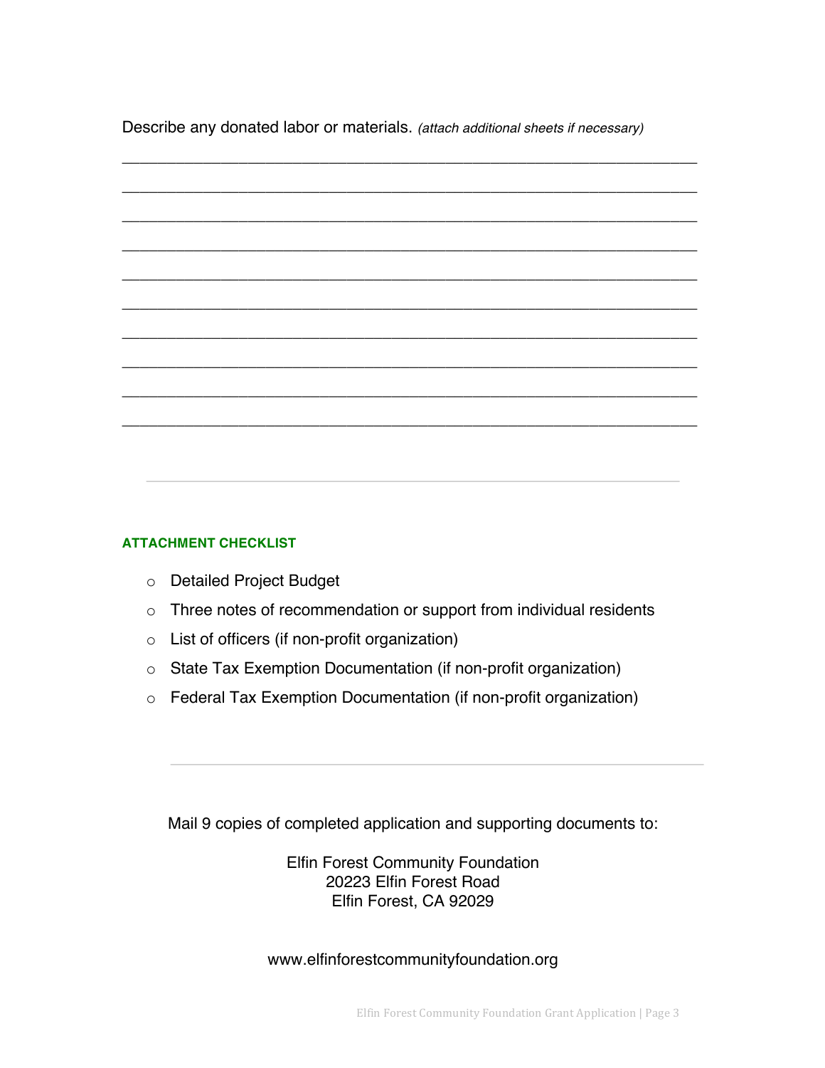Describe any donated labor or materials. *(attach additional sheets if necessary)*

______________________________________________________________________

______________________________________________________________________

______________________________________________________________________

______________________________________________________________________

______________________________________________________________________

______________________________________________________________________

______________________________________________________________________

______________________________________________________________________

______________________________________________________________________

______________________________________________________________________

---

**ATTACHMENT CHECKLIST**

- ○ Detailed Project Budget
- ○ Three notes of recommendation or support from individual residents
- ○ List of officers (if non-profit organization)
- ○ State Tax Exemption Documentation (if non-profit organization)
- ○ Federal Tax Exemption Documentation (if non-profit organization)

---

Mail 9 copies of completed application and supporting documents to:

Elfin Forest Community Foundation
20223 Elfin Forest Road
Elfin Forest, CA 92029

www.elfinforestcommunityfoundation.org